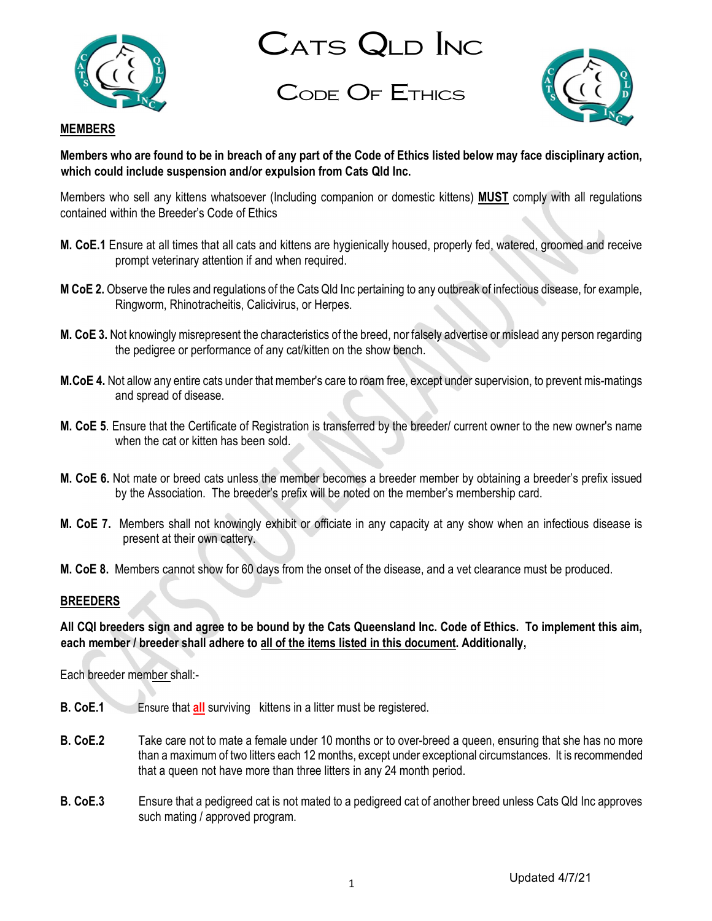# Cats Qld Inc

## Code Of Ethics

**MEMBERS**

**Members who are found to be in breach of any part of the Code of Ethics listed below may face disciplinary action, which could include suspension and/or expulsion from Cats Qld Inc.**

Members who sell any kittens whatsoever (Including companion or domestic kittens) **MUST** comply with all regulations contained within the Breeder's Code of Ethics

**M. CoE.1** Ensure at all times that all cats and kittens are hygienically housed, properly fed, watered, groomed and receive prompt veterinary attention if and when required.

**M CoE 2.** Observe the rules and regulations of the Cats Qld Inc pertaining to any outbreak of infectious disease, for example, Ringworm, Rhinotracheitis, Calicivirus, or Herpes.

**M. CoE 3.** Not knowingly misrepresent the characteristics of the breed, nor falsely advertise or mislead any person regarding the pedigree or performance of any cat/kitten on the show bench.

**M.CoE 4.** Not allow any entire cats under that member's care to roam free, except under supervision, to prevent mis-matings and spread of disease.

**M. CoE 5**. Ensure that the Certificate of Registration is transferred by the breeder/ current owner to the new owner's name when the cat or kitten has been sold.

**M. CoE 6.** Not mate or breed cats unless the member becomes a breeder member by obtaining a breeder's prefix issued by the Association. The breeder's prefix will be noted on the member's membership card.

**M. CoE 7.** Members shall not knowingly exhibit or officiate in any capacity at any show when an infectious disease is present at their own cattery.

**M. CoE 8.** Members cannot show for 60 days from the onset of the disease, and a vet clearance must be produced.

**BREEDERS**

**All CQI breeders sign and agree to be bound by the Cats Queensland Inc. Code of Ethics. To implement this aim, each member / breeder shall adhere to all of the items listed in this document. Additionally,**

Each breeder member shall:-

**B. CoE.1** Ensure that **all** surviving kittens in a litter must be registered.

**B. CoE.2** Take care not to mate a female under 10 months or to over-breed a queen, ensuring that she has no more than a maximum of two litters each 12 months, except under exceptional circumstances. It is recommended that a queen not have more than three litters in any 24 month period.

**B. CoE.3** Ensure that a pedigreed cat is not mated to a pedigreed cat of another breed unless Cats Qld Inc approves such mating / approved program.

Updated 4/7/21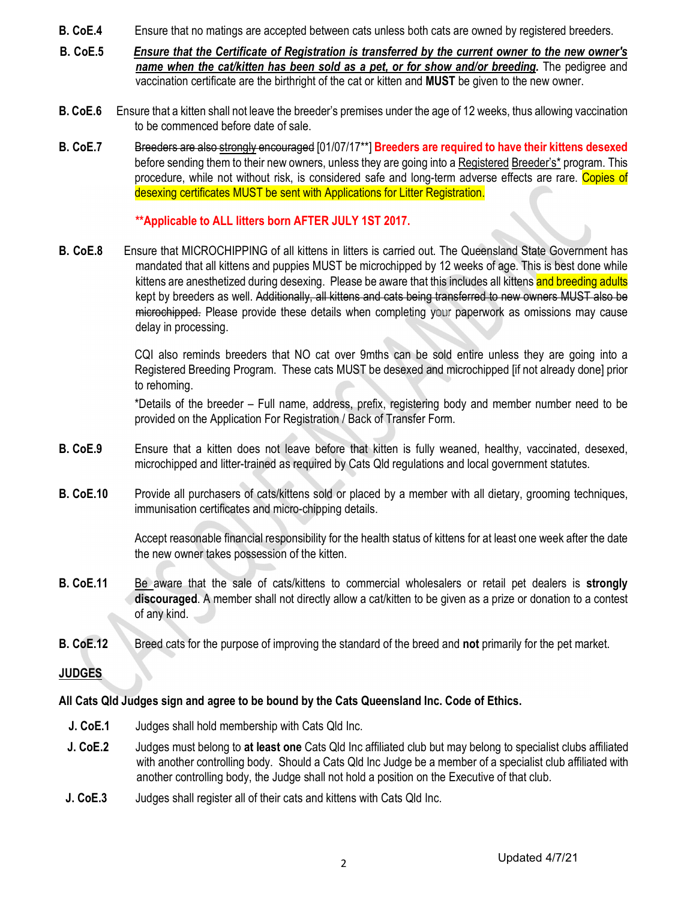**B. CoE.4** Ensure that no matings are accepted between cats unless both cats are owned by registered breeders.

**B. CoE.5** ***Ensure that the Certificate of Registration is transferred by the current owner to the new owner's name when the cat/kitten has been sold as a pet, or for show and/or breeding.*** The pedigree and vaccination certificate are the birthright of the cat or kitten and **MUST** be given to the new owner.

**B. CoE.6** Ensure that a kitten shall not leave the breeder's premises under the age of 12 weeks, thus allowing vaccination to be commenced before date of sale.

**B. CoE.7** ~~Breeders are also strongly encouraged~~ [01/07/17**] **Breeders are required to have their kittens desexed** before sending them to their new owners, unless they are going into a Registered Breeder's* program. This procedure, while not without risk, is considered safe and long-term adverse effects are rare. Copies of desexing certificates MUST be sent with Applications for Litter Registration.

**\*\*Applicable to ALL litters born AFTER JULY 1ST 2017.**

**B. CoE.8** Ensure that MICROCHIPPING of all kittens in litters is carried out. The Queensland State Government has mandated that all kittens and puppies MUST be microchipped by 12 weeks of age. This is best done while kittens are anesthetized during desexing. Please be aware that this includes all kittens and breeding adults kept by breeders as well. ~~Additionally, all kittens and cats being transferred to new owners MUST also be microchipped.~~ Please provide these details when completing your paperwork as omissions may cause delay in processing.

CQI also reminds breeders that NO cat over 9mths can be sold entire unless they are going into a Registered Breeding Program. These cats MUST be desexed and microchipped [if not already done] prior to rehoming.

*Details of the breeder – Full name, address, prefix, registering body and member number need to be provided on the Application For Registration / Back of Transfer Form.

**B. CoE.9** Ensure that a kitten does not leave before that kitten is fully weaned, healthy, vaccinated, desexed, microchipped and litter-trained as required by Cats Qld regulations and local government statutes.

**B. CoE.10** Provide all purchasers of cats/kittens sold or placed by a member with all dietary, grooming techniques, immunisation certificates and micro-chipping details.

Accept reasonable financial responsibility for the health status of kittens for at least one week after the date the new owner takes possession of the kitten.

**B. CoE.11** Be aware that the sale of cats/kittens to commercial wholesalers or retail pet dealers is **strongly discouraged**. A member shall not directly allow a cat/kitten to be given as a prize or donation to a contest of any kind.

**B. CoE.12** Breed cats for the purpose of improving the standard of the breed and **not** primarily for the pet market.

## JUDGES

**All Cats Qld Judges sign and agree to be bound by the Cats Queensland Inc. Code of Ethics.**

**J. CoE.1** Judges shall hold membership with Cats Qld Inc.

**J. CoE.2** Judges must belong to **at least one** Cats Qld Inc affiliated club but may belong to specialist clubs affiliated with another controlling body. Should a Cats Qld Inc Judge be a member of a specialist club affiliated with another controlling body, the Judge shall not hold a position on the Executive of that club.

**J. CoE.3** Judges shall register all of their cats and kittens with Cats Qld Inc.

Updated 4/7/21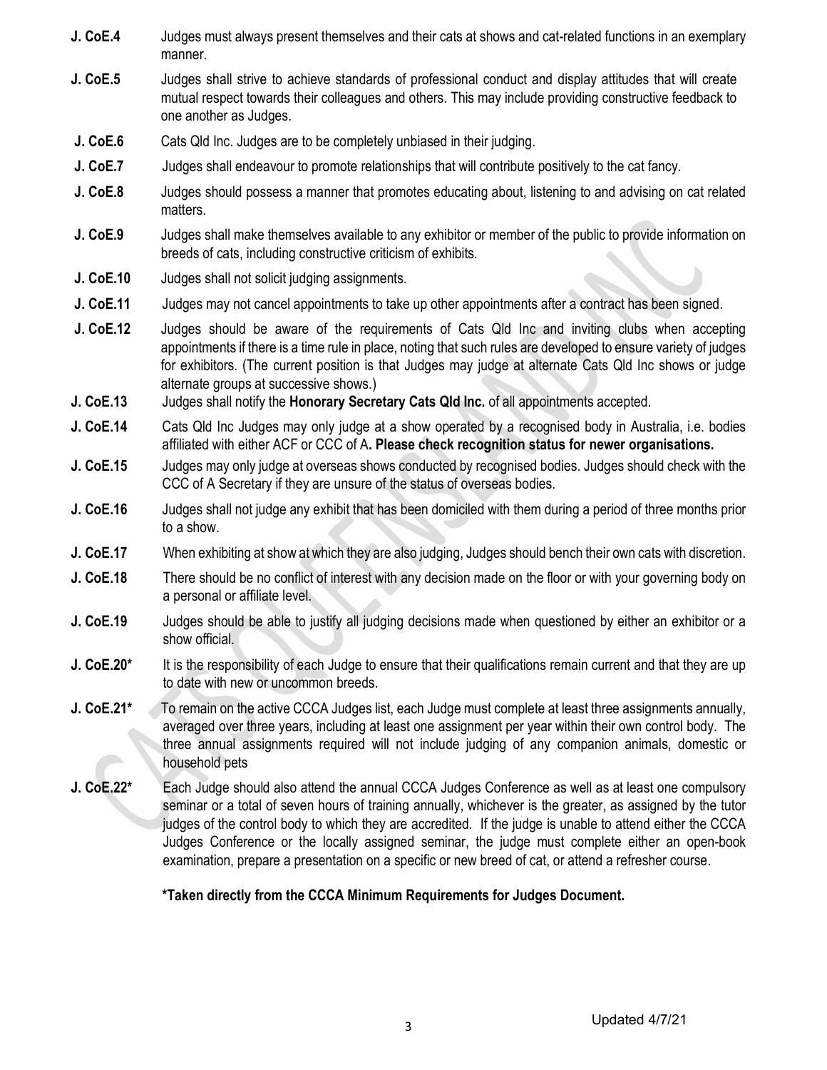**J. CoE.4** Judges must always present themselves and their cats at shows and cat-related functions in an exemplary manner.

**J. CoE.5** Judges shall strive to achieve standards of professional conduct and display attitudes that will create mutual respect towards their colleagues and others. This may include providing constructive feedback to one another as Judges.

**J. CoE.6** Cats Qld Inc. Judges are to be completely unbiased in their judging.

**J. CoE.7** Judges shall endeavour to promote relationships that will contribute positively to the cat fancy.

**J. CoE.8** Judges should possess a manner that promotes educating about, listening to and advising on cat related matters.

**J. CoE.9** Judges shall make themselves available to any exhibitor or member of the public to provide information on breeds of cats, including constructive criticism of exhibits.

**J. CoE.10** Judges shall not solicit judging assignments.

**J. CoE.11** Judges may not cancel appointments to take up other appointments after a contract has been signed.

**J. CoE.12** Judges should be aware of the requirements of Cats Qld Inc and inviting clubs when accepting appointments if there is a time rule in place, noting that such rules are developed to ensure variety of judges for exhibitors. (The current position is that Judges may judge at alternate Cats Qld Inc shows or judge alternate groups at successive shows.)

**J. CoE.13** Judges shall notify the **Honorary Secretary Cats Qld Inc.** of all appointments accepted.

**J. CoE.14** Cats Qld Inc Judges may only judge at a show operated by a recognised body in Australia, i.e. bodies affiliated with either ACF or CCC of A. **Please check recognition status for newer organisations.**

**J. CoE.15** Judges may only judge at overseas shows conducted by recognised bodies. Judges should check with the CCC of A Secretary if they are unsure of the status of overseas bodies.

**J. CoE.16** Judges shall not judge any exhibit that has been domiciled with them during a period of three months prior to a show.

**J. CoE.17** When exhibiting at show at which they are also judging, Judges should bench their own cats with discretion.

**J. CoE.18** There should be no conflict of interest with any decision made on the floor or with your governing body on a personal or affiliate level.

**J. CoE.19** Judges should be able to justify all judging decisions made when questioned by either an exhibitor or a show official.

**J. CoE.20*** It is the responsibility of each Judge to ensure that their qualifications remain current and that they are up to date with new or uncommon breeds.

**J. CoE.21*** To remain on the active CCCA Judges list, each Judge must complete at least three assignments annually, averaged over three years, including at least one assignment per year within their own control body. The three annual assignments required will not include judging of any companion animals, domestic or household pets

**J. CoE.22*** Each Judge should also attend the annual CCCA Judges Conference as well as at least one compulsory seminar or a total of seven hours of training annually, whichever is the greater, as assigned by the tutor judges of the control body to which they are accredited. If the judge is unable to attend either the CCCA Judges Conference or the locally assigned seminar, the judge must complete either an open-book examination, prepare a presentation on a specific or new breed of cat, or attend a refresher course.

**\*Taken directly from the CCCA Minimum Requirements for Judges Document.**

Updated 4/7/21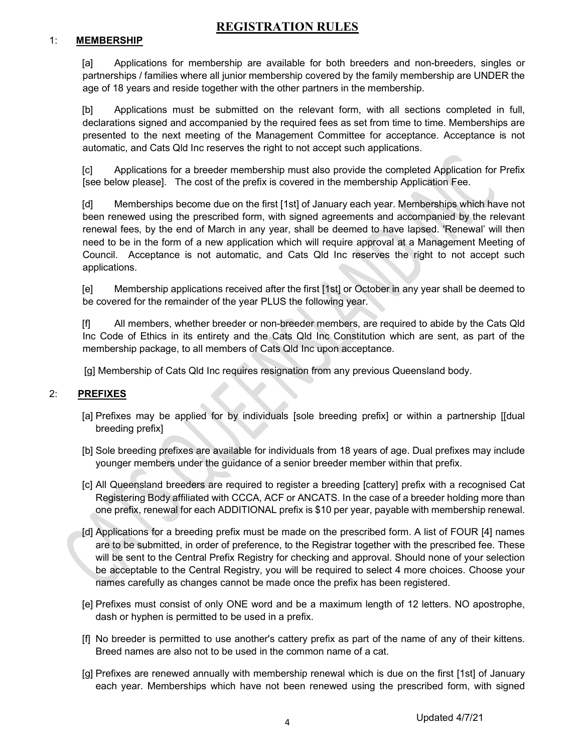# REGISTRATION RULES

## 1: MEMBERSHIP

[a] Applications for membership are available for both breeders and non-breeders, singles or partnerships / families where all junior membership covered by the family membership are UNDER the age of 18 years and reside together with the other partners in the membership.

[b] Applications must be submitted on the relevant form, with all sections completed in full, declarations signed and accompanied by the required fees as set from time to time. Memberships are presented to the next meeting of the Management Committee for acceptance. Acceptance is not automatic, and Cats Qld Inc reserves the right to not accept such applications.

[c] Applications for a breeder membership must also provide the completed Application for Prefix [see below please]. The cost of the prefix is covered in the membership Application Fee.

[d] Memberships become due on the first [1st] of January each year. Memberships which have not been renewed using the prescribed form, with signed agreements and accompanied by the relevant renewal fees, by the end of March in any year, shall be deemed to have lapsed. 'Renewal' will then need to be in the form of a new application which will require approval at a Management Meeting of Council. Acceptance is not automatic, and Cats Qld Inc reserves the right to not accept such applications.

[e] Membership applications received after the first [1st] or October in any year shall be deemed to be covered for the remainder of the year PLUS the following year.

[f] All members, whether breeder or non-breeder members, are required to abide by the Cats Qld Inc Code of Ethics in its entirety and the Cats Qld Inc Constitution which are sent, as part of the membership package, to all members of Cats Qld Inc upon acceptance.

[g] Membership of Cats Qld Inc requires resignation from any previous Queensland body.

## 2: PREFIXES

[a] Prefixes may be applied for by individuals [sole breeding prefix] or within a partnership [[dual breeding prefix]

[b] Sole breeding prefixes are available for individuals from 18 years of age. Dual prefixes may include younger members under the guidance of a senior breeder member within that prefix.

[c] All Queensland breeders are required to register a breeding [cattery] prefix with a recognised Cat Registering Body affiliated with CCCA, ACF or ANCATS. In the case of a breeder holding more than one prefix, renewal for each ADDITIONAL prefix is $10 per year, payable with membership renewal.

[d] Applications for a breeding prefix must be made on the prescribed form. A list of FOUR [4] names are to be submitted, in order of preference, to the Registrar together with the prescribed fee. These will be sent to the Central Prefix Registry for checking and approval. Should none of your selection be acceptable to the Central Registry, you will be required to select 4 more choices. Choose your names carefully as changes cannot be made once the prefix has been registered.

[e] Prefixes must consist of only ONE word and be a maximum length of 12 letters. NO apostrophe, dash or hyphen is permitted to be used in a prefix.

[f] No breeder is permitted to use another's cattery prefix as part of the name of any of their kittens. Breed names are also not to be used in the common name of a cat.

[g] Prefixes are renewed annually with membership renewal which is due on the first [1st] of January each year. Memberships which have not been renewed using the prescribed form, with signed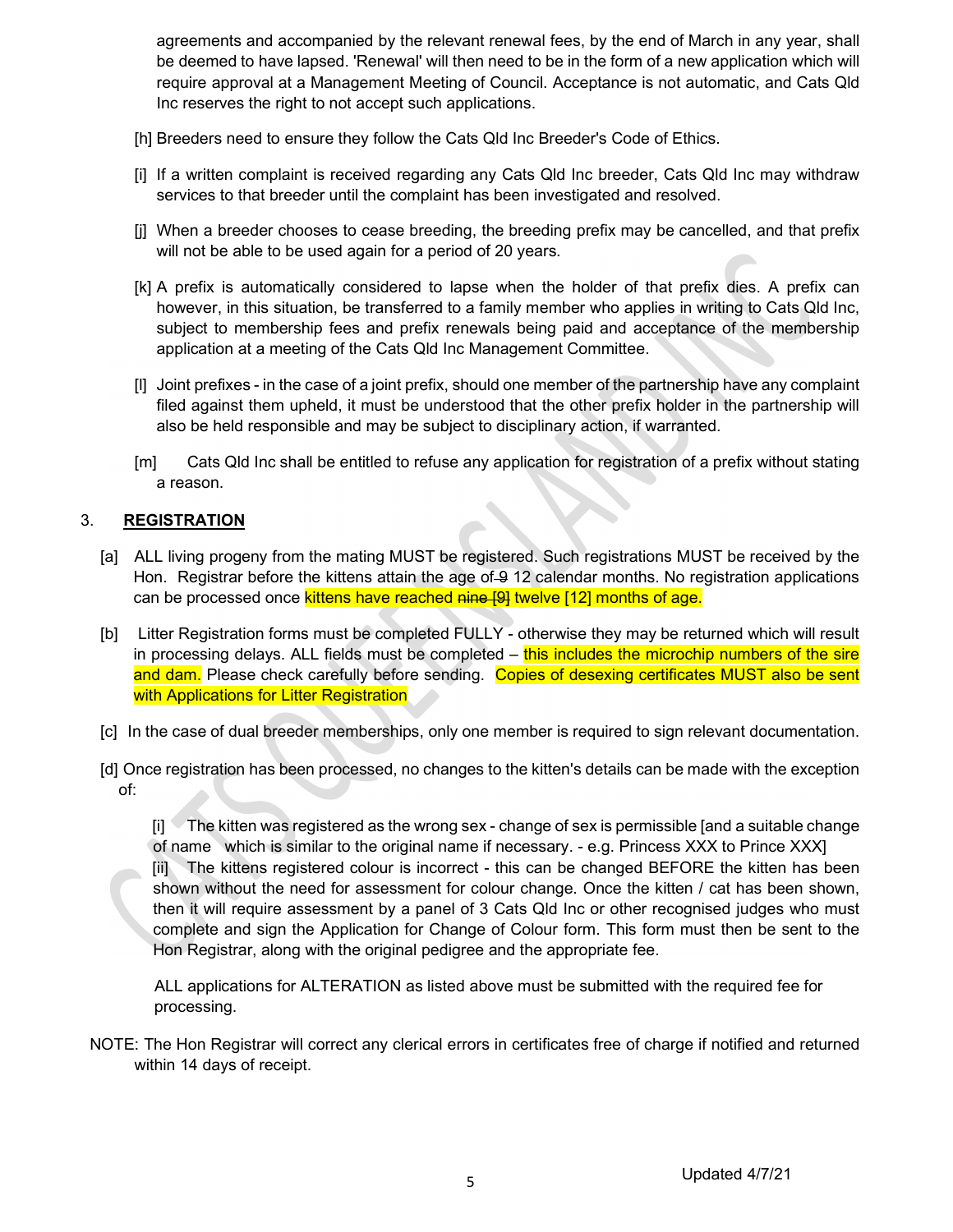agreements and accompanied by the relevant renewal fees, by the end of March in any year, shall be deemed to have lapsed. 'Renewal' will then need to be in the form of a new application which will require approval at a Management Meeting of Council. Acceptance is not automatic, and Cats Qld Inc reserves the right to not accept such applications.

[h] Breeders need to ensure they follow the Cats Qld Inc Breeder's Code of Ethics.

[i] If a written complaint is received regarding any Cats Qld Inc breeder, Cats Qld Inc may withdraw services to that breeder until the complaint has been investigated and resolved.

[j] When a breeder chooses to cease breeding, the breeding prefix may be cancelled, and that prefix will not be able to be used again for a period of 20 years.

[k] A prefix is automatically considered to lapse when the holder of that prefix dies. A prefix can however, in this situation, be transferred to a family member who applies in writing to Cats Qld Inc, subject to membership fees and prefix renewals being paid and acceptance of the membership application at a meeting of the Cats Qld Inc Management Committee.

[l] Joint prefixes - in the case of a joint prefix, should one member of the partnership have any complaint filed against them upheld, it must be understood that the other prefix holder in the partnership will also be held responsible and may be subject to disciplinary action, if warranted.

[m] Cats Qld Inc shall be entitled to refuse any application for registration of a prefix without stating a reason.

## 3. REGISTRATION

[a] ALL living progeny from the mating MUST be registered. Such registrations MUST be received by the Hon. Registrar before the kittens attain the age of ~~9~~ 12 calendar months. No registration applications can be processed once kittens have reached ~~nine [9]~~ twelve [12] months of age.

[b] Litter Registration forms must be completed FULLY - otherwise they may be returned which will result in processing delays. ALL fields must be completed – this includes the microchip numbers of the sire and dam. Please check carefully before sending. Copies of desexing certificates MUST also be sent with Applications for Litter Registration

[c] In the case of dual breeder memberships, only one member is required to sign relevant documentation.

[d] Once registration has been processed, no changes to the kitten's details can be made with the exception of:

[i] The kitten was registered as the wrong sex - change of sex is permissible [and a suitable change of name which is similar to the original name if necessary. - e.g. Princess XXX to Prince XXX]

[ii] The kittens registered colour is incorrect - this can be changed BEFORE the kitten has been shown without the need for assessment for colour change. Once the kitten / cat has been shown, then it will require assessment by a panel of 3 Cats Qld Inc or other recognised judges who must complete and sign the Application for Change of Colour form. This form must then be sent to the Hon Registrar, along with the original pedigree and the appropriate fee.

ALL applications for ALTERATION as listed above must be submitted with the required fee for processing.

NOTE: The Hon Registrar will correct any clerical errors in certificates free of charge if notified and returned within 14 days of receipt.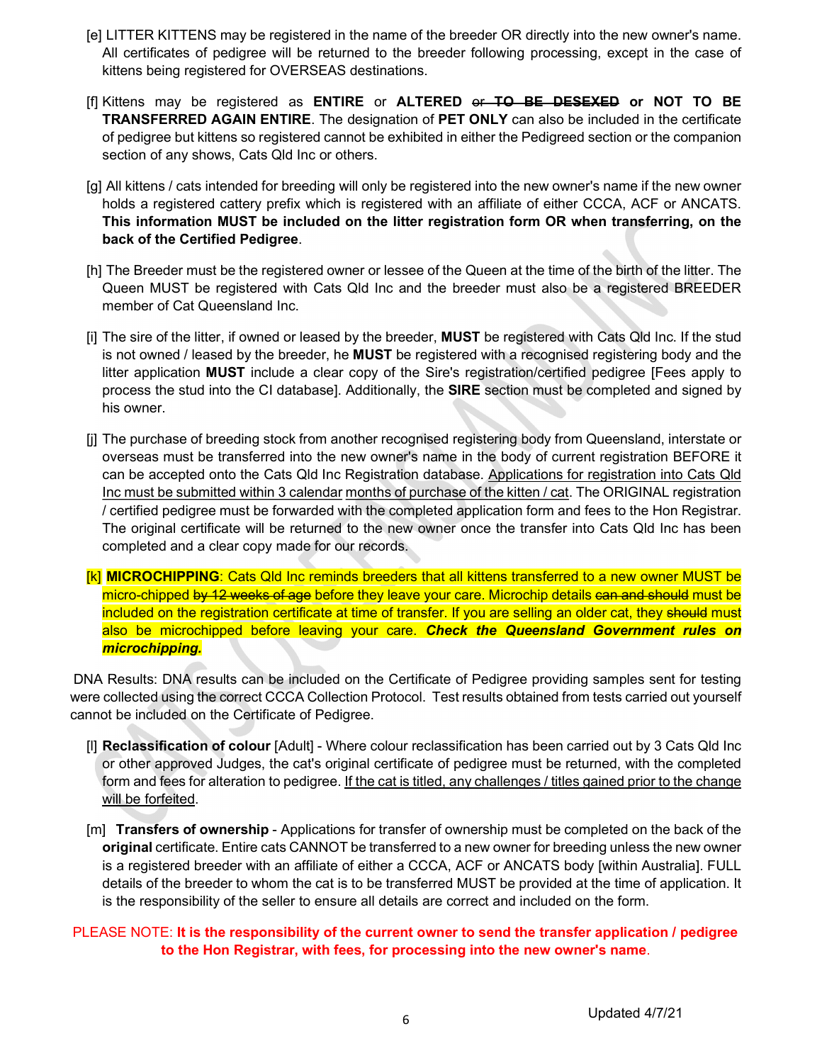[e] LITTER KITTENS may be registered in the name of the breeder OR directly into the new owner's name. All certificates of pedigree will be returned to the breeder following processing, except in the case of kittens being registered for OVERSEAS destinations.

[f] Kittens may be registered as **ENTIRE** or **ALTERED** ~~or~~ **~~TO BE DESEXED~~ or NOT TO BE TRANSFERRED AGAIN ENTIRE**. The designation of **PET ONLY** can also be included in the certificate of pedigree but kittens so registered cannot be exhibited in either the Pedigreed section or the companion section of any shows, Cats Qld Inc or others.

[g] All kittens / cats intended for breeding will only be registered into the new owner's name if the new owner holds a registered cattery prefix which is registered with an affiliate of either CCCA, ACF or ANCATS. **This information MUST be included on the litter registration form OR when transferring, on the back of the Certified Pedigree**.

[h] The Breeder must be the registered owner or lessee of the Queen at the time of the birth of the litter. The Queen MUST be registered with Cats Qld Inc and the breeder must also be a registered BREEDER member of Cat Queensland Inc.

[i] The sire of the litter, if owned or leased by the breeder, **MUST** be registered with Cats Qld Inc. If the stud is not owned / leased by the breeder, he **MUST** be registered with a recognised registering body and the litter application **MUST** include a clear copy of the Sire's registration/certified pedigree [Fees apply to process the stud into the CI database]. Additionally, the **SIRE** section must be completed and signed by his owner.

[j] The purchase of breeding stock from another recognised registering body from Queensland, interstate or overseas must be transferred into the new owner's name in the body of current registration BEFORE it can be accepted onto the Cats Qld Inc Registration database. Applications for registration into Cats Qld Inc must be submitted within 3 calendar months of purchase of the kitten / cat. The ORIGINAL registration / certified pedigree must be forwarded with the completed application form and fees to the Hon Registrar. The original certificate will be returned to the new owner once the transfer into Cats Qld Inc has been completed and a clear copy made for our records.

[k] **MICROCHIPPING**: Cats Qld Inc reminds breeders that all kittens transferred to a new owner MUST be micro-chipped ~~by 12 weeks of age~~ before they leave your care. Microchip details ~~can and should~~ must be included on the registration certificate at time of transfer. If you are selling an older cat, they ~~should~~ must also be microchipped before leaving your care. ***Check the Queensland Government rules on microchipping.***

DNA Results: DNA results can be included on the Certificate of Pedigree providing samples sent for testing were collected using the correct CCCA Collection Protocol. Test results obtained from tests carried out yourself cannot be included on the Certificate of Pedigree.

[l] **Reclassification of colour** [Adult] - Where colour reclassification has been carried out by 3 Cats Qld Inc or other approved Judges, the cat's original certificate of pedigree must be returned, with the completed form and fees for alteration to pedigree. If the cat is titled, any challenges / titles gained prior to the change will be forfeited.

[m] **Transfers of ownership** - Applications for transfer of ownership must be completed on the back of the **original** certificate. Entire cats CANNOT be transferred to a new owner for breeding unless the new owner is a registered breeder with an affiliate of either a CCCA, ACF or ANCATS body [within Australia]. FULL details of the breeder to whom the cat is to be transferred MUST be provided at the time of application. It is the responsibility of the seller to ensure all details are correct and included on the form.

PLEASE NOTE: **It is the responsibility of the current owner to send the transfer application / pedigree to the Hon Registrar, with fees, for processing into the new owner's name**.

Updated 4/7/21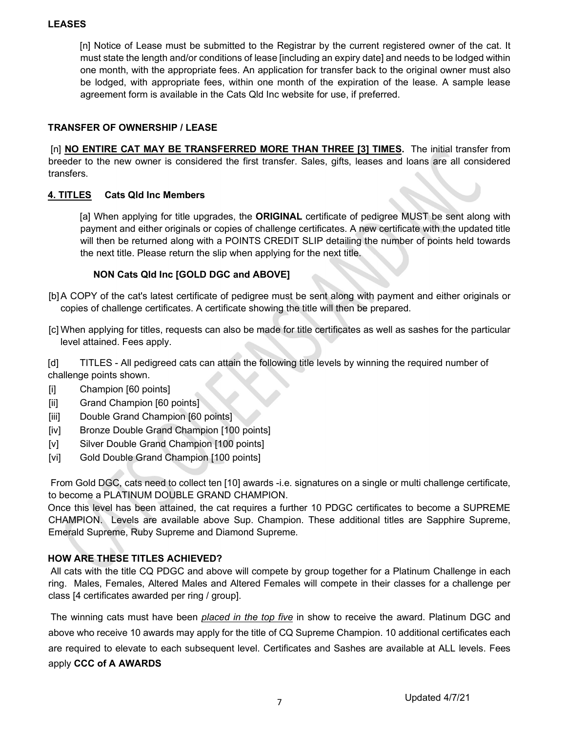**LEASES**

[n] Notice of Lease must be submitted to the Registrar by the current registered owner of the cat. It must state the length and/or conditions of lease [including an expiry date] and needs to be lodged within one month, with the appropriate fees. An application for transfer back to the original owner must also be lodged, with appropriate fees, within one month of the expiration of the lease. A sample lease agreement form is available in the Cats Qld Inc website for use, if preferred.

**TRANSFER OF OWNERSHIP / LEASE**

[n] **NO ENTIRE CAT MAY BE TRANSFERRED MORE THAN THREE [3] TIMES.** The initial transfer from breeder to the new owner is considered the first transfer. Sales, gifts, leases and loans are all considered transfers.

**4. TITLES Cats Qld Inc Members**

[a] When applying for title upgrades, the **ORIGINAL** certificate of pedigree MUST be sent along with payment and either originals or copies of challenge certificates. A new certificate with the updated title will then be returned along with a POINTS CREDIT SLIP detailing the number of points held towards the next title. Please return the slip when applying for the next title.

**NON Cats Qld Inc [GOLD DGC and ABOVE]**

[b] A COPY of the cat's latest certificate of pedigree must be sent along with payment and either originals or copies of challenge certificates. A certificate showing the title will then be prepared.

[c] When applying for titles, requests can also be made for title certificates as well as sashes for the particular level attained. Fees apply.

[d] TITLES - All pedigreed cats can attain the following title levels by winning the required number of challenge points shown.

[i] Champion [60 points]
[ii] Grand Champion [60 points]
[iii] Double Grand Champion [60 points]
[iv] Bronze Double Grand Champion [100 points]
[v] Silver Double Grand Champion [100 points]
[vi] Gold Double Grand Champion [100 points]

From Gold DGC, cats need to collect ten [10] awards -i.e. signatures on a single or multi challenge certificate, to become a PLATINUM DOUBLE GRAND CHAMPION.
Once this level has been attained, the cat requires a further 10 PDGC certificates to become a SUPREME CHAMPION. Levels are available above Sup. Champion. These additional titles are Sapphire Supreme, Emerald Supreme, Ruby Supreme and Diamond Supreme.

**HOW ARE THESE TITLES ACHIEVED?**

All cats with the title CQ PDGC and above will compete by group together for a Platinum Challenge in each ring. Males, Females, Altered Males and Altered Females will compete in their classes for a challenge per class [4 certificates awarded per ring / group].

The winning cats must have been *placed in the top five* in show to receive the award. Platinum DGC and above who receive 10 awards may apply for the title of CQ Supreme Champion. 10 additional certificates each are required to elevate to each subsequent level. Certificates and Sashes are available at ALL levels. Fees apply **CCC of A AWARDS**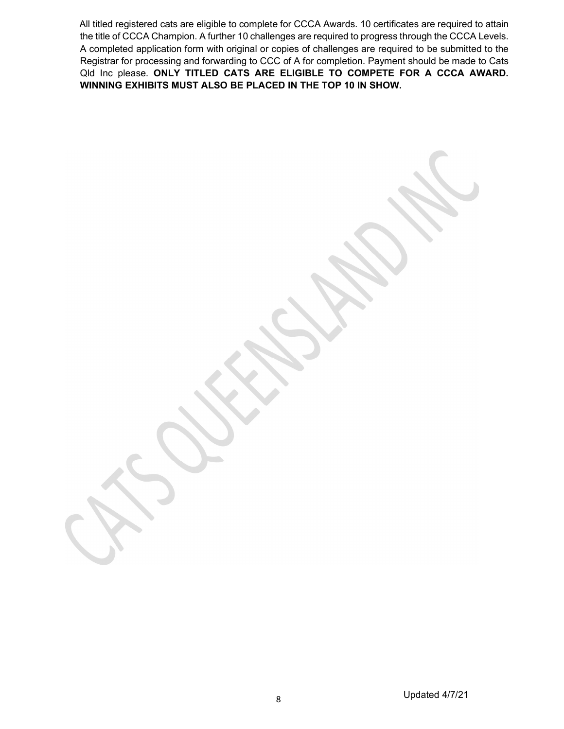All titled registered cats are eligible to complete for CCCA Awards. 10 certificates are required to attain the title of CCCA Champion. A further 10 challenges are required to progress through the CCCA Levels. A completed application form with original or copies of challenges are required to be submitted to the Registrar for processing and forwarding to CCC of A for completion. Payment should be made to Cats Qld Inc please. **ONLY TITLED CATS ARE ELIGIBLE TO COMPETE FOR A CCCA AWARD. WINNING EXHIBITS MUST ALSO BE PLACED IN THE TOP 10 IN SHOW.**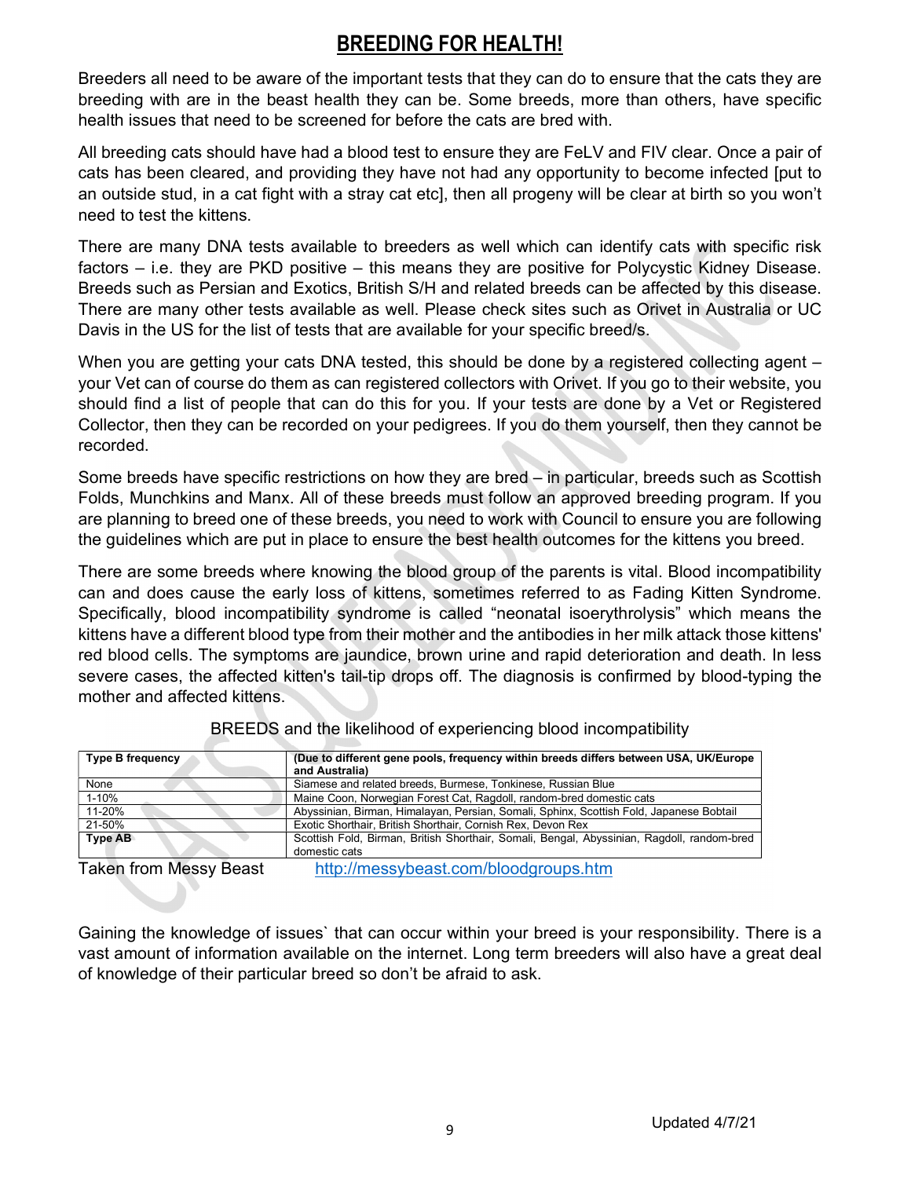# BREEDING FOR HEALTH!

Breeders all need to be aware of the important tests that they can do to ensure that the cats they are breeding with are in the beast health they can be. Some breeds, more than others, have specific health issues that need to be screened for before the cats are bred with.

All breeding cats should have had a blood test to ensure they are FeLV and FIV clear. Once a pair of cats has been cleared, and providing they have not had any opportunity to become infected [put to an outside stud, in a cat fight with a stray cat etc], then all progeny will be clear at birth so you won't need to test the kittens.

There are many DNA tests available to breeders as well which can identify cats with specific risk factors – i.e. they are PKD positive – this means they are positive for Polycystic Kidney Disease. Breeds such as Persian and Exotics, British S/H and related breeds can be affected by this disease. There are many other tests available as well. Please check sites such as Orivet in Australia or UC Davis in the US for the list of tests that are available for your specific breed/s.

When you are getting your cats DNA tested, this should be done by a registered collecting agent – your Vet can of course do them as can registered collectors with Orivet. If you go to their website, you should find a list of people that can do this for you. If your tests are done by a Vet or Registered Collector, then they can be recorded on your pedigrees. If you do them yourself, then they cannot be recorded.

Some breeds have specific restrictions on how they are bred – in particular, breeds such as Scottish Folds, Munchkins and Manx. All of these breeds must follow an approved breeding program. If you are planning to breed one of these breeds, you need to work with Council to ensure you are following the guidelines which are put in place to ensure the best health outcomes for the kittens you breed.

There are some breeds where knowing the blood group of the parents is vital. Blood incompatibility can and does cause the early loss of kittens, sometimes referred to as Fading Kitten Syndrome. Specifically, blood incompatibility syndrome is called "neonatal isoerythrolysis" which means the kittens have a different blood type from their mother and the antibodies in her milk attack those kittens' red blood cells. The symptoms are jaundice, brown urine and rapid deterioration and death. In less severe cases, the affected kitten's tail-tip drops off. The diagnosis is confirmed by blood-typing the mother and affected kittens.

BREEDS and the likelihood of experiencing blood incompatibility

| **Type B frequency** | **(Due to different gene pools, frequency within breeds differs between USA, UK/Europe and Australia)** |
|---|---|
| None | Siamese and related breeds, Burmese, Tonkinese, Russian Blue |
| 1-10% | Maine Coon, Norwegian Forest Cat, Ragdoll, random-bred domestic cats |
| 11-20% | Abyssinian, Birman, Himalayan, Persian, Somali, Sphinx, Scottish Fold, Japanese Bobtail |
| 21-50% | Exotic Shorthair, British Shorthair, Cornish Rex, Devon Rex |
| **Type AB** | Scottish Fold, Birman, British Shorthair, Somali, Bengal, Abyssinian, Ragdoll, random-bred domestic cats |

Taken from Messy Beast http://messybeast.com/bloodgroups.htm

Gaining the knowledge of issues` that can occur within your breed is your responsibility. There is a vast amount of information available on the internet. Long term breeders will also have a great deal of knowledge of their particular breed so don't be afraid to ask.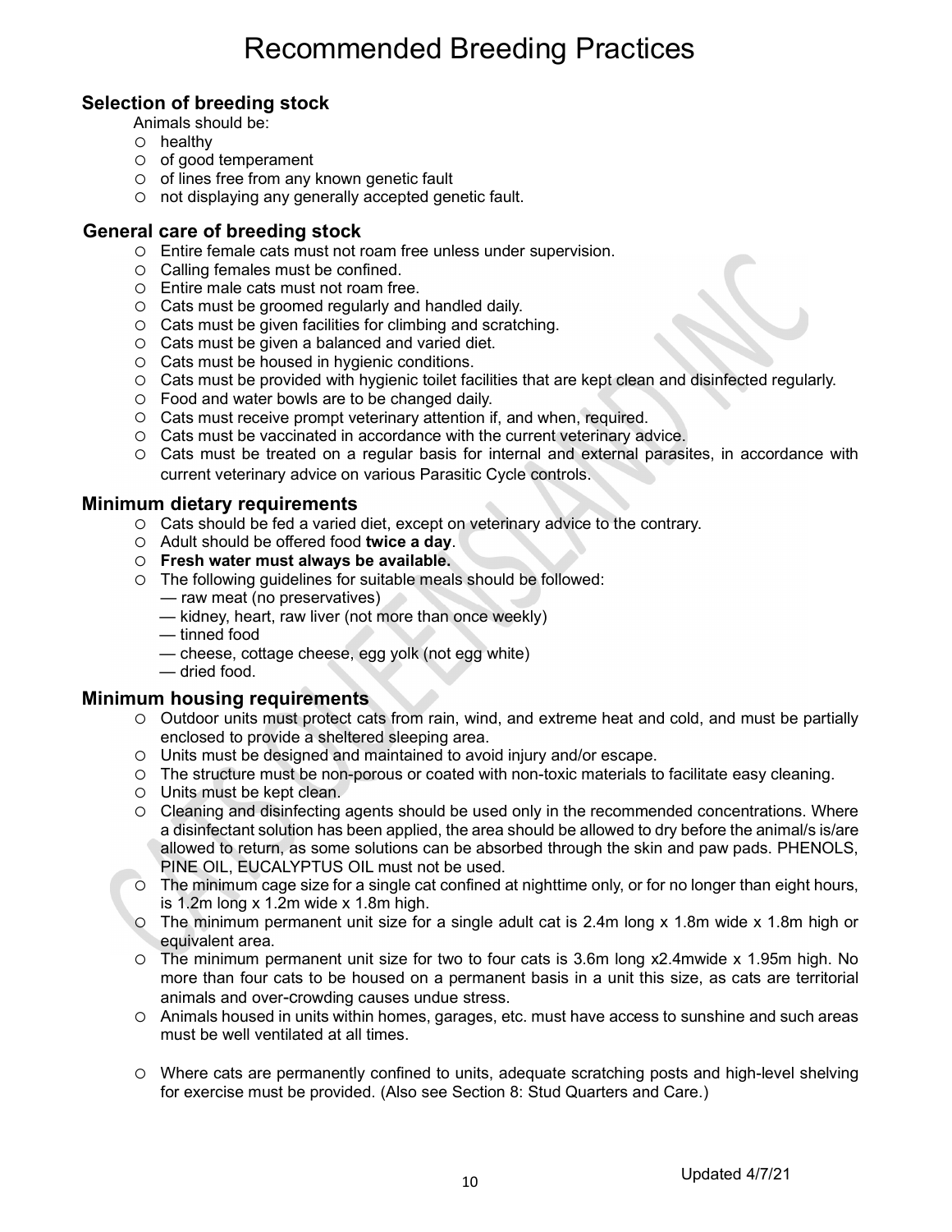# Recommended Breeding Practices

### Selection of breeding stock

Animals should be:

- healthy
- of good temperament
- of lines free from any known genetic fault
- not displaying any generally accepted genetic fault.

### General care of breeding stock

- Entire female cats must not roam free unless under supervision.
- Calling females must be confined.
- Entire male cats must not roam free.
- Cats must be groomed regularly and handled daily.
- Cats must be given facilities for climbing and scratching.
- Cats must be given a balanced and varied diet.
- Cats must be housed in hygienic conditions.
- Cats must be provided with hygienic toilet facilities that are kept clean and disinfected regularly.
- Food and water bowls are to be changed daily.
- Cats must receive prompt veterinary attention if, and when, required.
- Cats must be vaccinated in accordance with the current veterinary advice.
- Cats must be treated on a regular basis for internal and external parasites, in accordance with current veterinary advice on various Parasitic Cycle controls.

### Minimum dietary requirements

- Cats should be fed a varied diet, except on veterinary advice to the contrary.
- Adult should be offered food **twice a day**.
- **Fresh water must always be available.**
- The following guidelines for suitable meals should be followed:
  - — raw meat (no preservatives)
  - — kidney, heart, raw liver (not more than once weekly)
  - — tinned food
  - — cheese, cottage cheese, egg yolk (not egg white)
  - — dried food.

### Minimum housing requirements

- Outdoor units must protect cats from rain, wind, and extreme heat and cold, and must be partially enclosed to provide a sheltered sleeping area.
- Units must be designed and maintained to avoid injury and/or escape.
- The structure must be non-porous or coated with non-toxic materials to facilitate easy cleaning.
- Units must be kept clean.
- Cleaning and disinfecting agents should be used only in the recommended concentrations. Where a disinfectant solution has been applied, the area should be allowed to dry before the animal/s is/are allowed to return, as some solutions can be absorbed through the skin and paw pads. PHENOLS, PINE OIL, EUCALYPTUS OIL must not be used.
- The minimum cage size for a single cat confined at nighttime only, or for no longer than eight hours, is 1.2m long x 1.2m wide x 1.8m high.
- The minimum permanent unit size for a single adult cat is 2.4m long x 1.8m wide x 1.8m high or equivalent area.
- The minimum permanent unit size for two to four cats is 3.6m long x2.4mwide x 1.95m high. No more than four cats to be housed on a permanent basis in a unit this size, as cats are territorial animals and over-crowding causes undue stress.
- Animals housed in units within homes, garages, etc. must have access to sunshine and such areas must be well ventilated at all times.
- Where cats are permanently confined to units, adequate scratching posts and high-level shelving for exercise must be provided. (Also see Section 8: Stud Quarters and Care.)

Updated 4/7/21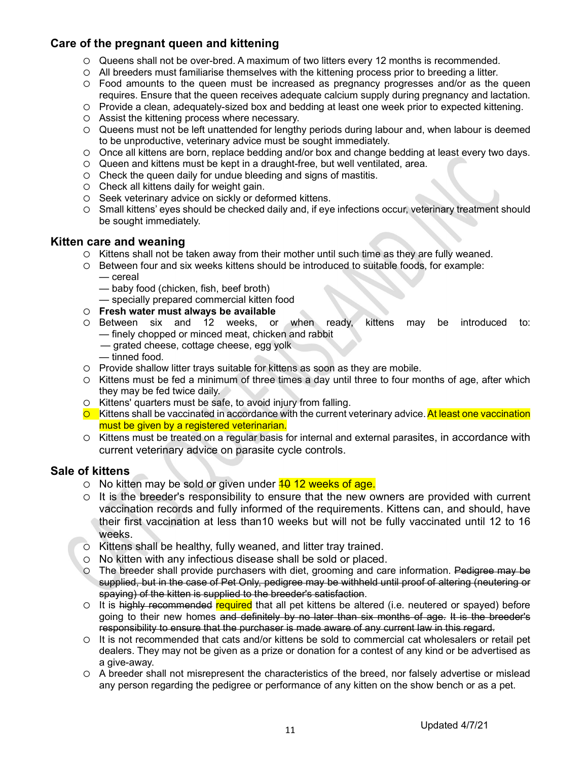## Care of the pregnant queen and kittening

- Queens shall not be over-bred. A maximum of two litters every 12 months is recommended.
- All breeders must familiarise themselves with the kittening process prior to breeding a litter.
- Food amounts to the queen must be increased as pregnancy progresses and/or as the queen requires. Ensure that the queen receives adequate calcium supply during pregnancy and lactation.
- Provide a clean, adequately-sized box and bedding at least one week prior to expected kittening.
- Assist the kittening process where necessary.
- Queens must not be left unattended for lengthy periods during labour and, when labour is deemed to be unproductive, veterinary advice must be sought immediately.
- Once all kittens are born, replace bedding and/or box and change bedding at least every two days.
- Queen and kittens must be kept in a draught-free, but well ventilated, area.
- Check the queen daily for undue bleeding and signs of mastitis.
- Check all kittens daily for weight gain.
- Seek veterinary advice on sickly or deformed kittens.
- Small kittens' eyes should be checked daily and, if eye infections occur, veterinary treatment should be sought immediately.

## Kitten care and weaning

- Kittens shall not be taken away from their mother until such time as they are fully weaned.
- Between four and six weeks kittens should be introduced to suitable foods, for example:
  — cereal
  — baby food (chicken, fish, beef broth)
  — specially prepared commercial kitten food
- **Fresh water must always be available**
- Between six and 12 weeks, or when ready, kittens may be introduced to:
  — finely chopped or minced meat, chicken and rabbit
  — grated cheese, cottage cheese, egg yolk
  — tinned food.
- Provide shallow litter trays suitable for kittens as soon as they are mobile.
- Kittens must be fed a minimum of three times a day until three to four months of age, after which they may be fed twice daily.
- Kittens' quarters must be safe, to avoid injury from falling.
- Kittens shall be vaccinated in accordance with the current veterinary advice. At least one vaccination must be given by a registered veterinarian.
- Kittens must be treated on a regular basis for internal and external parasites, in accordance with current veterinary advice on parasite cycle controls.

## Sale of kittens

- No kitten may be sold or given under ~~10~~ 12 weeks of age.
- It is the breeder's responsibility to ensure that the new owners are provided with current vaccination records and fully informed of the requirements. Kittens can, and should, have their first vaccination at less than10 weeks but will not be fully vaccinated until 12 to 16 weeks.
- Kittens shall be healthy, fully weaned, and litter tray trained.
- No kitten with any infectious disease shall be sold or placed.
- The breeder shall provide purchasers with diet, grooming and care information. ~~Pedigree may be supplied, but in the case of Pet Only, pedigree may be withheld until proof of altering (neutering or spaying) of the kitten is supplied to the breeder's satisfaction~~.
- It is ~~highly recommended~~ required that all pet kittens be altered (i.e. neutered or spayed) before going to their new homes ~~and definitely by no later than six months of age. It is the breeder's responsibility to ensure that the purchaser is made aware of any current law in this regard.~~
- It is not recommended that cats and/or kittens be sold to commercial cat wholesalers or retail pet dealers. They may not be given as a prize or donation for a contest of any kind or be advertised as a give-away.
- A breeder shall not misrepresent the characteristics of the breed, nor falsely advertise or mislead any person regarding the pedigree or performance of any kitten on the show bench or as a pet.

Updated 4/7/21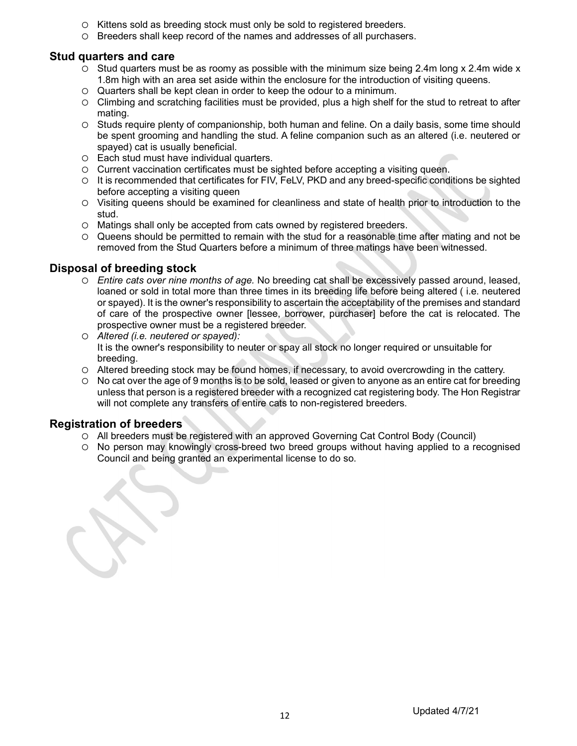- Kittens sold as breeding stock must only be sold to registered breeders.
- Breeders shall keep record of the names and addresses of all purchasers.

## Stud quarters and care

- Stud quarters must be as roomy as possible with the minimum size being 2.4m long x 2.4m wide x 1.8m high with an area set aside within the enclosure for the introduction of visiting queens.
- Quarters shall be kept clean in order to keep the odour to a minimum.
- Climbing and scratching facilities must be provided, plus a high shelf for the stud to retreat to after mating.
- Studs require plenty of companionship, both human and feline. On a daily basis, some time should be spent grooming and handling the stud. A feline companion such as an altered (i.e. neutered or spayed) cat is usually beneficial.
- Each stud must have individual quarters.
- Current vaccination certificates must be sighted before accepting a visiting queen.
- It is recommended that certificates for FIV, FeLV, PKD and any breed-specific conditions be sighted before accepting a visiting queen
- Visiting queens should be examined for cleanliness and state of health prior to introduction to the stud.
- Matings shall only be accepted from cats owned by registered breeders.
- Queens should be permitted to remain with the stud for a reasonable time after mating and not be removed from the Stud Quarters before a minimum of three matings have been witnessed.

## Disposal of breeding stock

- *Entire cats over nine months of age.* No breeding cat shall be excessively passed around, leased, loaned or sold in total more than three times in its breeding life before being altered ( i.e. neutered or spayed). It is the owner's responsibility to ascertain the acceptability of the premises and standard of care of the prospective owner [lessee, borrower, purchaser] before the cat is relocated. The prospective owner must be a registered breeder.
- *Altered (i.e. neutered or spayed):*
  It is the owner's responsibility to neuter or spay all stock no longer required or unsuitable for breeding.
- Altered breeding stock may be found homes, if necessary, to avoid overcrowding in the cattery.
- No cat over the age of 9 months is to be sold, leased or given to anyone as an entire cat for breeding unless that person is a registered breeder with a recognized cat registering body. The Hon Registrar will not complete any transfers of entire cats to non-registered breeders.

## Registration of breeders

- All breeders must be registered with an approved Governing Cat Control Body (Council)
- No person may knowingly cross-breed two breed groups without having applied to a recognised Council and being granted an experimental license to do so.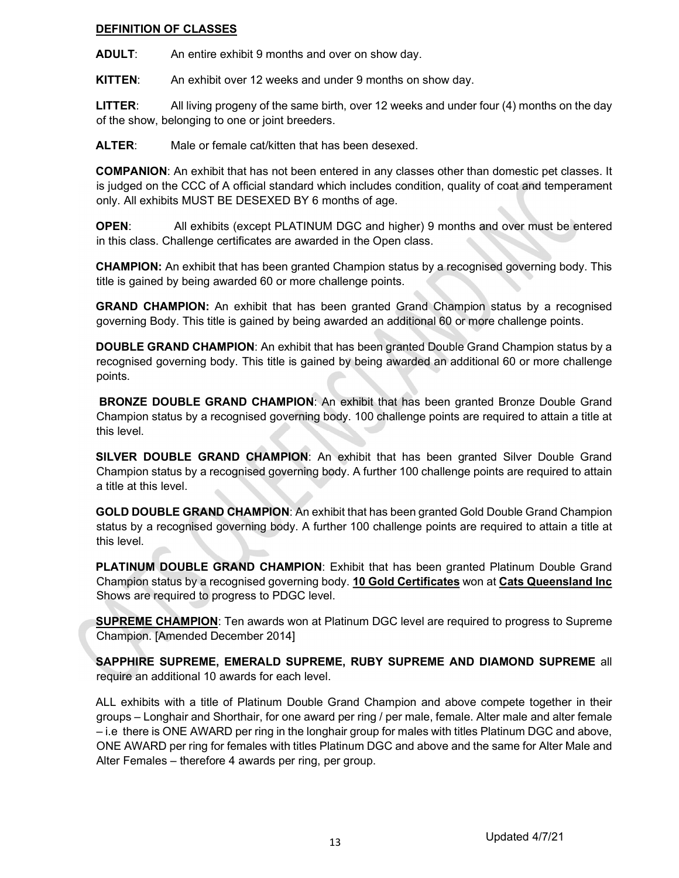## DEFINITION OF CLASSES

**ADULT**: An entire exhibit 9 months and over on show day.

**KITTEN**: An exhibit over 12 weeks and under 9 months on show day.

**LITTER**: All living progeny of the same birth, over 12 weeks and under four (4) months on the day of the show, belonging to one or joint breeders.

**ALTER**: Male or female cat/kitten that has been desexed.

**COMPANION**: An exhibit that has not been entered in any classes other than domestic pet classes. It is judged on the CCC of A official standard which includes condition, quality of coat and temperament only. All exhibits MUST BE DESEXED BY 6 months of age.

**OPEN**: All exhibits (except PLATINUM DGC and higher) 9 months and over must be entered in this class. Challenge certificates are awarded in the Open class.

**CHAMPION:** An exhibit that has been granted Champion status by a recognised governing body. This title is gained by being awarded 60 or more challenge points.

**GRAND CHAMPION:** An exhibit that has been granted Grand Champion status by a recognised governing Body. This title is gained by being awarded an additional 60 or more challenge points.

**DOUBLE GRAND CHAMPION**: An exhibit that has been granted Double Grand Champion status by a recognised governing body. This title is gained by being awarded an additional 60 or more challenge points.

**BRONZE DOUBLE GRAND CHAMPION**: An exhibit that has been granted Bronze Double Grand Champion status by a recognised governing body. 100 challenge points are required to attain a title at this level.

**SILVER DOUBLE GRAND CHAMPION**: An exhibit that has been granted Silver Double Grand Champion status by a recognised governing body. A further 100 challenge points are required to attain a title at this level.

**GOLD DOUBLE GRAND CHAMPION**: An exhibit that has been granted Gold Double Grand Champion status by a recognised governing body. A further 100 challenge points are required to attain a title at this level.

**PLATINUM DOUBLE GRAND CHAMPION**: Exhibit that has been granted Platinum Double Grand Champion status by a recognised governing body. **10 Gold Certificates** won at **Cats Queensland Inc** Shows are required to progress to PDGC level.

**SUPREME CHAMPION**: Ten awards won at Platinum DGC level are required to progress to Supreme Champion. [Amended December 2014]

**SAPPHIRE SUPREME, EMERALD SUPREME, RUBY SUPREME AND DIAMOND SUPREME** all require an additional 10 awards for each level.

ALL exhibits with a title of Platinum Double Grand Champion and above compete together in their groups – Longhair and Shorthair, for one award per ring / per male, female. Alter male and alter female – i.e there is ONE AWARD per ring in the longhair group for males with titles Platinum DGC and above, ONE AWARD per ring for females with titles Platinum DGC and above and the same for Alter Male and Alter Females – therefore 4 awards per ring, per group.

Updated 4/7/21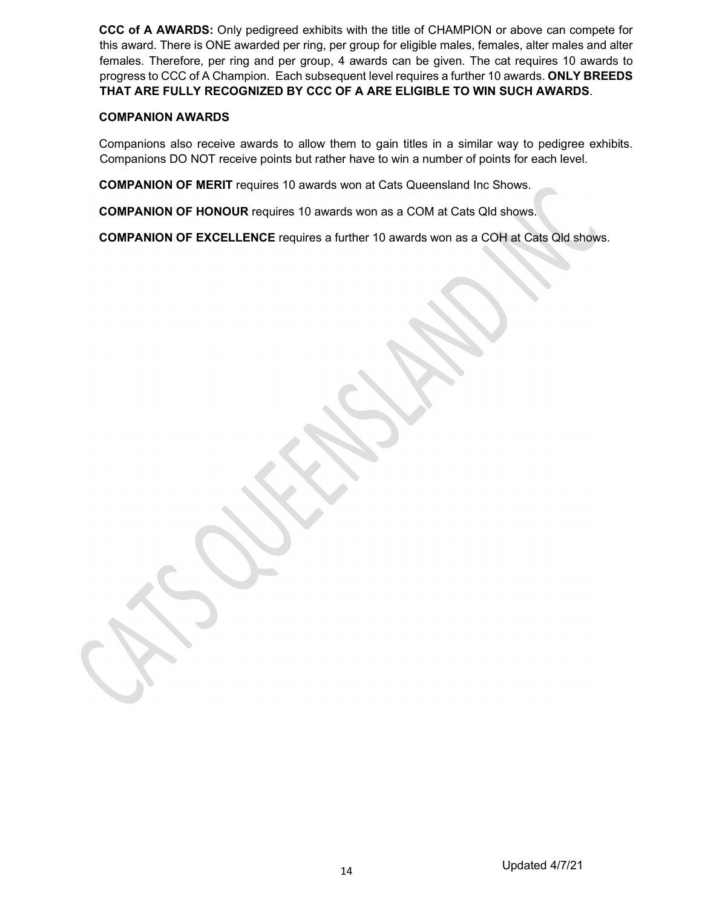**CCC of A AWARDS:** Only pedigreed exhibits with the title of CHAMPION or above can compete for this award. There is ONE awarded per ring, per group for eligible males, females, alter males and alter females. Therefore, per ring and per group, 4 awards can be given. The cat requires 10 awards to progress to CCC of A Champion. Each subsequent level requires a further 10 awards. **ONLY BREEDS THAT ARE FULLY RECOGNIZED BY CCC OF A ARE ELIGIBLE TO WIN SUCH AWARDS**.

**COMPANION AWARDS**

Companions also receive awards to allow them to gain titles in a similar way to pedigree exhibits. Companions DO NOT receive points but rather have to win a number of points for each level.

**COMPANION OF MERIT** requires 10 awards won at Cats Queensland Inc Shows.

**COMPANION OF HONOUR** requires 10 awards won as a COM at Cats Qld shows.

**COMPANION OF EXCELLENCE** requires a further 10 awards won as a COH at Cats Qld shows.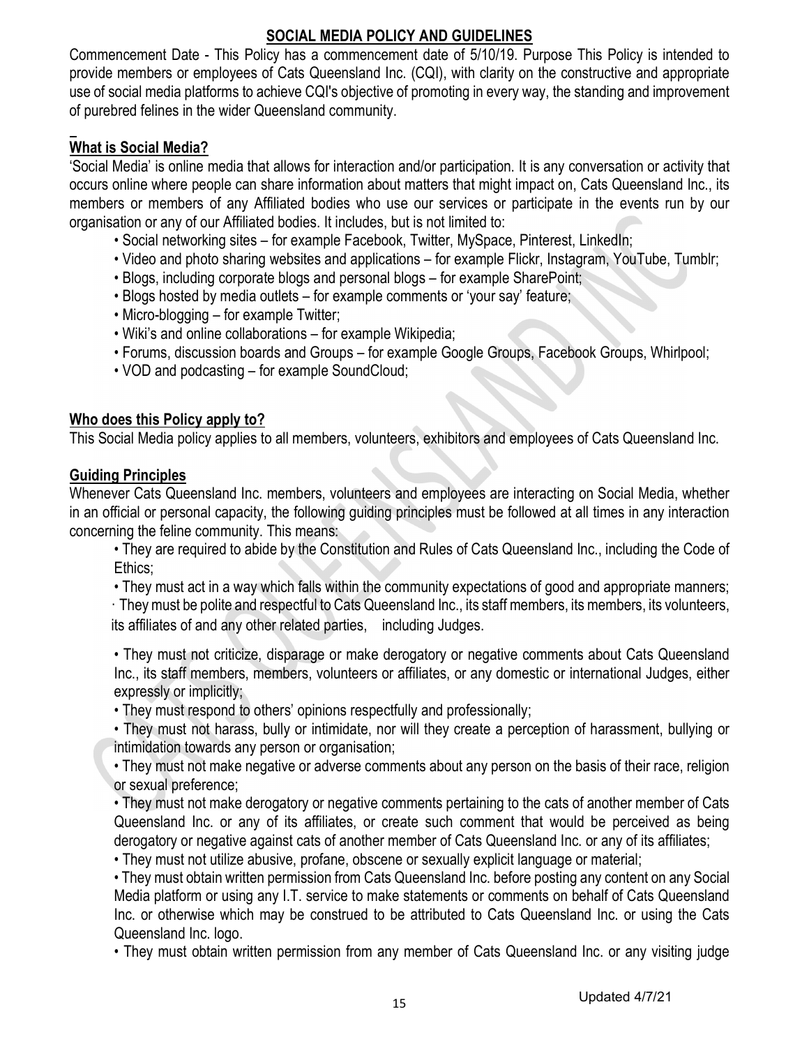## SOCIAL MEDIA POLICY AND GUIDELINES

Commencement Date - This Policy has a commencement date of 5/10/19. Purpose This Policy is intended to provide members or employees of Cats Queensland Inc. (CQI), with clarity on the constructive and appropriate use of social media platforms to achieve CQI's objective of promoting in every way, the standing and improvement of purebred felines in the wider Queensland community.

### What is Social Media?

'Social Media' is online media that allows for interaction and/or participation. It is any conversation or activity that occurs online where people can share information about matters that might impact on, Cats Queensland Inc., its members or members of any Affiliated bodies who use our services or participate in the events run by our organisation or any of our Affiliated bodies. It includes, but is not limited to:

- Social networking sites – for example Facebook, Twitter, MySpace, Pinterest, LinkedIn;
- Video and photo sharing websites and applications – for example Flickr, Instagram, YouTube, Tumblr;
- Blogs, including corporate blogs and personal blogs – for example SharePoint;
- Blogs hosted by media outlets – for example comments or 'your say' feature;
- Micro-blogging – for example Twitter;
- Wiki's and online collaborations – for example Wikipedia;
- Forums, discussion boards and Groups – for example Google Groups, Facebook Groups, Whirlpool;
- VOD and podcasting – for example SoundCloud;

### Who does this Policy apply to?

This Social Media policy applies to all members, volunteers, exhibitors and employees of Cats Queensland Inc.

### Guiding Principles

Whenever Cats Queensland Inc. members, volunteers and employees are interacting on Social Media, whether in an official or personal capacity, the following guiding principles must be followed at all times in any interaction concerning the feline community. This means:

- They are required to abide by the Constitution and Rules of Cats Queensland Inc., including the Code of Ethics;
- They must act in a way which falls within the community expectations of good and appropriate manners;
- They must be polite and respectful to Cats Queensland Inc., its staff members, its members, its volunteers, its affiliates of and any other related parties, including Judges.
- They must not criticize, disparage or make derogatory or negative comments about Cats Queensland Inc., its staff members, members, volunteers or affiliates, or any domestic or international Judges, either expressly or implicitly;
- They must respond to others' opinions respectfully and professionally;
- They must not harass, bully or intimidate, nor will they create a perception of harassment, bullying or intimidation towards any person or organisation;
- They must not make negative or adverse comments about any person on the basis of their race, religion or sexual preference;
- They must not make derogatory or negative comments pertaining to the cats of another member of Cats Queensland Inc. or any of its affiliates, or create such comment that would be perceived as being derogatory or negative against cats of another member of Cats Queensland Inc. or any of its affiliates;
- They must not utilize abusive, profane, obscene or sexually explicit language or material;
- They must obtain written permission from Cats Queensland Inc. before posting any content on any Social Media platform or using any I.T. service to make statements or comments on behalf of Cats Queensland Inc. or otherwise which may be construed to be attributed to Cats Queensland Inc. or using the Cats Queensland Inc. logo.
- They must obtain written permission from any member of Cats Queensland Inc. or any visiting judge

Updated 4/7/21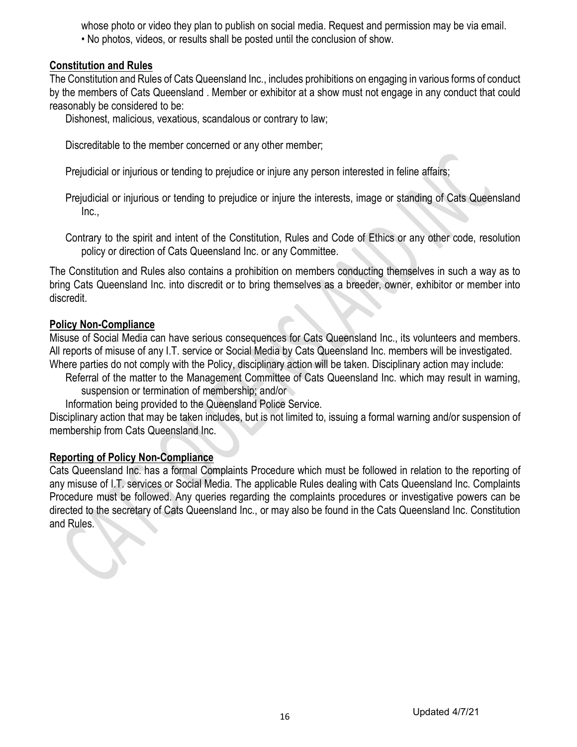whose photo or video they plan to publish on social media. Request and permission may be via email.
• No photos, videos, or results shall be posted until the conclusion of show.

**Constitution and Rules**

The Constitution and Rules of Cats Queensland Inc., includes prohibitions on engaging in various forms of conduct by the members of Cats Queensland . Member or exhibitor at a show must not engage in any conduct that could reasonably be considered to be:

Dishonest, malicious, vexatious, scandalous or contrary to law;

Discreditable to the member concerned or any other member;

Prejudicial or injurious or tending to prejudice or injure any person interested in feline affairs;

Prejudicial or injurious or tending to prejudice or injure the interests, image or standing of Cats Queensland Inc.,

Contrary to the spirit and intent of the Constitution, Rules and Code of Ethics or any other code, resolution policy or direction of Cats Queensland Inc. or any Committee.

The Constitution and Rules also contains a prohibition on members conducting themselves in such a way as to bring Cats Queensland Inc. into discredit or to bring themselves as a breeder, owner, exhibitor or member into discredit.

**Policy Non-Compliance**

Misuse of Social Media can have serious consequences for Cats Queensland Inc., its volunteers and members. All reports of misuse of any I.T. service or Social Media by Cats Queensland Inc. members will be investigated. Where parties do not comply with the Policy, disciplinary action will be taken. Disciplinary action may include:

Referral of the matter to the Management Committee of Cats Queensland Inc. which may result in warning, suspension or termination of membership; and/or

Information being provided to the Queensland Police Service.

Disciplinary action that may be taken includes, but is not limited to, issuing a formal warning and/or suspension of membership from Cats Queensland Inc.

**Reporting of Policy Non-Compliance**

Cats Queensland Inc. has a formal Complaints Procedure which must be followed in relation to the reporting of any misuse of I.T. services or Social Media. The applicable Rules dealing with Cats Queensland Inc. Complaints Procedure must be followed. Any queries regarding the complaints procedures or investigative powers can be directed to the secretary of Cats Queensland Inc., or may also be found in the Cats Queensland Inc. Constitution and Rules.

Updated 4/7/21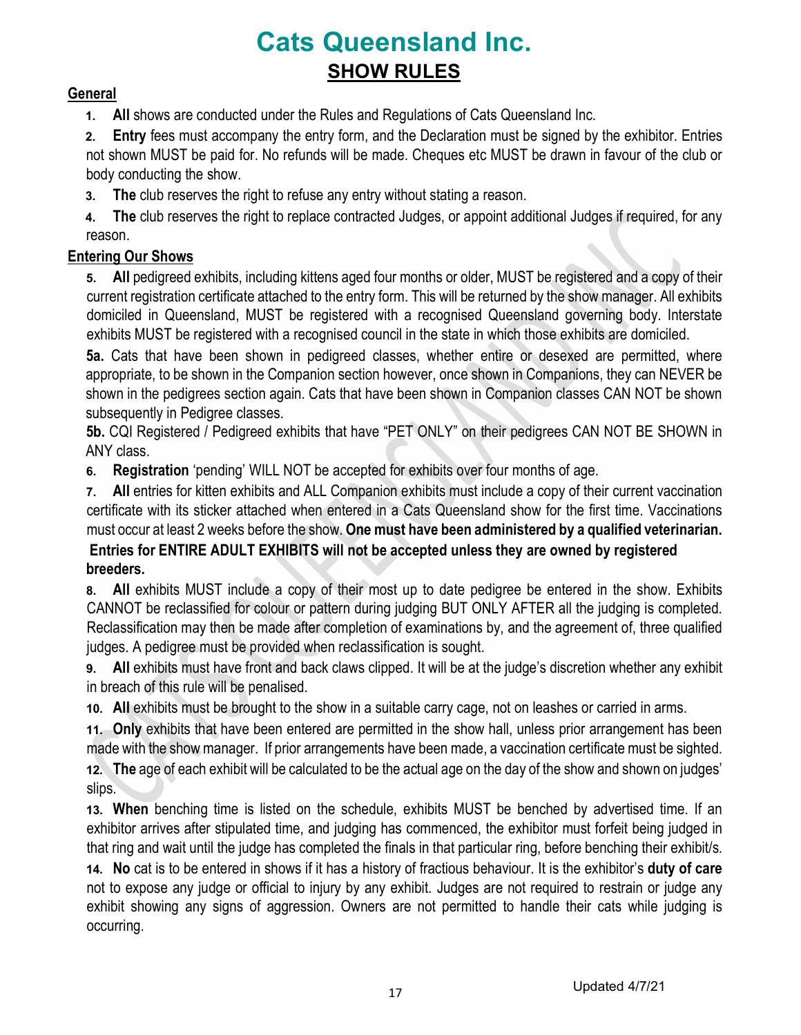# Cats Queensland Inc.

## SHOW RULES

### General

1. **All** shows are conducted under the Rules and Regulations of Cats Queensland Inc.
2. **Entry** fees must accompany the entry form, and the Declaration must be signed by the exhibitor. Entries not shown MUST be paid for. No refunds will be made. Cheques etc MUST be drawn in favour of the club or body conducting the show.
3. **The** club reserves the right to refuse any entry without stating a reason.
4. **The** club reserves the right to replace contracted Judges, or appoint additional Judges if required, for any reason.

### Entering Our Shows

5. **All** pedigreed exhibits, including kittens aged four months or older, MUST be registered and a copy of their current registration certificate attached to the entry form. This will be returned by the show manager. All exhibits domiciled in Queensland, MUST be registered with a recognised Queensland governing body. Interstate exhibits MUST be registered with a recognised council in the state in which those exhibits are domiciled.

   **5a.** Cats that have been shown in pedigreed classes, whether entire or desexed are permitted, where appropriate, to be shown in the Companion section however, once shown in Companions, they can NEVER be shown in the pedigrees section again. Cats that have been shown in Companion classes CAN NOT be shown subsequently in Pedigree classes.

   **5b.** CQI Registered / Pedigreed exhibits that have "PET ONLY" on their pedigrees CAN NOT BE SHOWN in ANY class.

6. **Registration** 'pending' WILL NOT be accepted for exhibits over four months of age.
7. **All** entries for kitten exhibits and ALL Companion exhibits must include a copy of their current vaccination certificate with its sticker attached when entered in a Cats Queensland show for the first time. Vaccinations must occur at least 2 weeks before the show. **One must have been administered by a qualified veterinarian.**

   **Entries for ENTIRE ADULT EXHIBITS will not be accepted unless they are owned by registered breeders.**

8. **All** exhibits MUST include a copy of their most up to date pedigree be entered in the show. Exhibits CANNOT be reclassified for colour or pattern during judging BUT ONLY AFTER all the judging is completed. Reclassification may then be made after completion of examinations by, and the agreement of, three qualified judges. A pedigree must be provided when reclassification is sought.
9. **All** exhibits must have front and back claws clipped. It will be at the judge's discretion whether any exhibit in breach of this rule will be penalised.
10. **All** exhibits must be brought to the show in a suitable carry cage, not on leashes or carried in arms.
11. **Only** exhibits that have been entered are permitted in the show hall, unless prior arrangement has been made with the show manager. If prior arrangements have been made, a vaccination certificate must be sighted.
12. **The** age of each exhibit will be calculated to be the actual age on the day of the show and shown on judges' slips.
13. **When** benching time is listed on the schedule, exhibits MUST be benched by advertised time. If an exhibitor arrives after stipulated time, and judging has commenced, the exhibitor must forfeit being judged in that ring and wait until the judge has completed the finals in that particular ring, before benching their exhibit/s.
14. **No** cat is to be entered in shows if it has a history of fractious behaviour. It is the exhibitor's **duty of care** not to expose any judge or official to injury by any exhibit. Judges are not required to restrain or judge any exhibit showing any signs of aggression. Owners are not permitted to handle their cats while judging is occurring.

Updated 4/7/21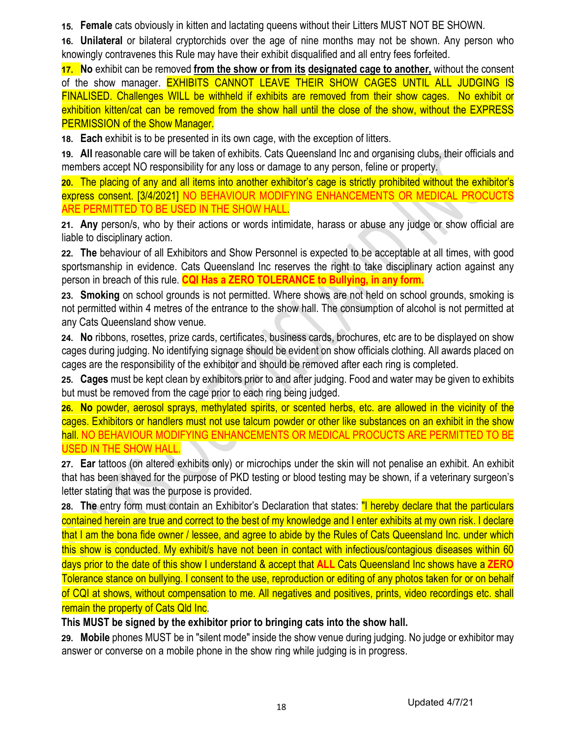15. **Female** cats obviously in kitten and lactating queens without their Litters MUST NOT BE SHOWN.

16. **Unilateral** or bilateral cryptorchids over the age of nine months may not be shown. Any person who knowingly contravenes this Rule may have their exhibit disqualified and all entry fees forfeited.

17. **No** exhibit can be removed **from the show or from its designated cage to another,** without the consent of the show manager. EXHIBITS CANNOT LEAVE THEIR SHOW CAGES UNTIL ALL JUDGING IS FINALISED. Challenges WILL be withheld if exhibits are removed from their show cages. No exhibit or exhibition kitten/cat can be removed from the show hall until the close of the show, without the EXPRESS PERMISSION of the Show Manager.

18. **Each** exhibit is to be presented in its own cage, with the exception of litters.

19. **All** reasonable care will be taken of exhibits. Cats Queensland Inc and organising clubs, their officials and members accept NO responsibility for any loss or damage to any person, feline or property.

20. The placing of any and all items into another exhibitor's cage is strictly prohibited without the exhibitor's express consent. [3/4/2021] NO BEHAVIOUR MODIFYING ENHANCEMENTS OR MEDICAL PROCUCTS ARE PERMITTED TO BE USED IN THE SHOW HALL.

21. **Any** person/s, who by their actions or words intimidate, harass or abuse any judge or show official are liable to disciplinary action.

22. **The** behaviour of all Exhibitors and Show Personnel is expected to be acceptable at all times, with good sportsmanship in evidence. Cats Queensland Inc reserves the right to take disciplinary action against any person in breach of this rule. **CQI Has a ZERO TOLERANCE to Bullying, in any form.**

23. **Smoking** on school grounds is not permitted. Where shows are not held on school grounds, smoking is not permitted within 4 metres of the entrance to the show hall. The consumption of alcohol is not permitted at any Cats Queensland show venue.

24. **No** ribbons, rosettes, prize cards, certificates, business cards, brochures, etc are to be displayed on show cages during judging. No identifying signage should be evident on show officials clothing. All awards placed on cages are the responsibility of the exhibitor and should be removed after each ring is completed.

25. **Cages** must be kept clean by exhibitors prior to and after judging. Food and water may be given to exhibits but must be removed from the cage prior to each ring being judged.

26. **No** powder, aerosol sprays, methylated spirits, or scented herbs, etc. are allowed in the vicinity of the cages. Exhibitors or handlers must not use talcum powder or other like substances on an exhibit in the show hall. NO BEHAVIOUR MODIFYING ENHANCEMENTS OR MEDICAL PROCUCTS ARE PERMITTED TO BE USED IN THE SHOW HALL.

27. **Ear** tattoos (on altered exhibits only) or microchips under the skin will not penalise an exhibit. An exhibit that has been shaved for the purpose of PKD testing or blood testing may be shown, if a veterinary surgeon's letter stating that was the purpose is provided.

28. **The** entry form must contain an Exhibitor's Declaration that states: "I hereby declare that the particulars contained herein are true and correct to the best of my knowledge and I enter exhibits at my own risk. I declare that I am the bona fide owner / lessee, and agree to abide by the Rules of Cats Queensland Inc. under which this show is conducted. My exhibit/s have not been in contact with infectious/contagious diseases within 60 days prior to the date of this show I understand & accept that **ALL** Cats Queensland Inc shows have a **ZERO** Tolerance stance on bullying. I consent to the use, reproduction or editing of any photos taken for or on behalf of CQI at shows, without compensation to me. All negatives and positives, prints, video recordings etc. shall remain the property of Cats Qld Inc.

**This MUST be signed by the exhibitor prior to bringing cats into the show hall.**

29. **Mobile** phones MUST be in "silent mode" inside the show venue during judging. No judge or exhibitor may answer or converse on a mobile phone in the show ring while judging is in progress.

Updated 4/7/21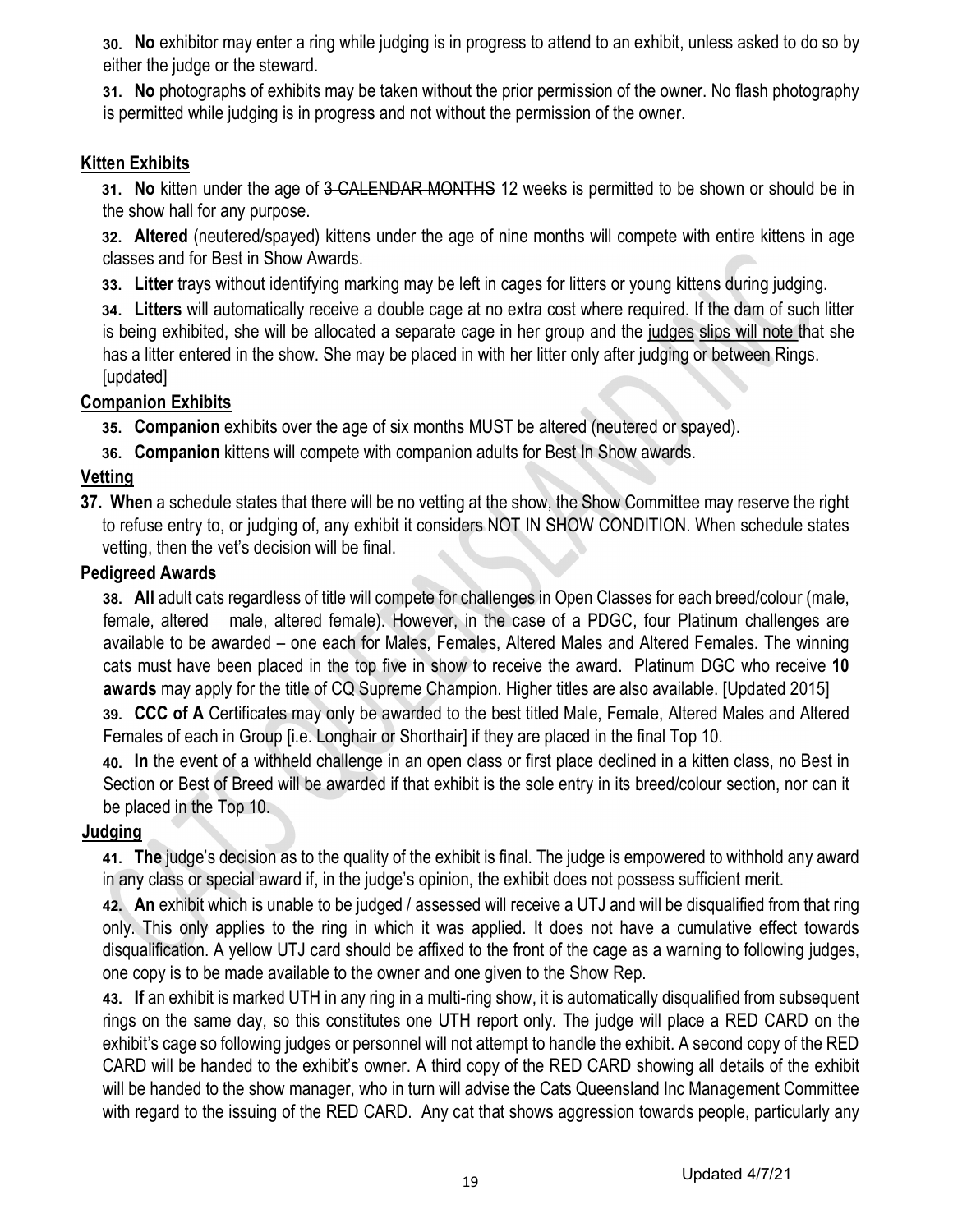**30. No** exhibitor may enter a ring while judging is in progress to attend to an exhibit, unless asked to do so by either the judge or the steward.

**31. No** photographs of exhibits may be taken without the prior permission of the owner. No flash photography is permitted while judging is in progress and not without the permission of the owner.

## Kitten Exhibits

**31. No** kitten under the age of ~~3 CALENDAR MONTHS~~ 12 weeks is permitted to be shown or should be in the show hall for any purpose.

**32. Altered** (neutered/spayed) kittens under the age of nine months will compete with entire kittens in age classes and for Best in Show Awards.

**33. Litter** trays without identifying marking may be left in cages for litters or young kittens during judging.

**34. Litters** will automatically receive a double cage at no extra cost where required. If the dam of such litter is being exhibited, she will be allocated a separate cage in her group and the judges slips will note that she has a litter entered in the show. She may be placed in with her litter only after judging or between Rings. [updated]

## Companion Exhibits

**35. Companion** exhibits over the age of six months MUST be altered (neutered or spayed).

**36. Companion** kittens will compete with companion adults for Best In Show awards.

## Vetting

**37. When** a schedule states that there will be no vetting at the show, the Show Committee may reserve the right to refuse entry to, or judging of, any exhibit it considers NOT IN SHOW CONDITION. When schedule states vetting, then the vet's decision will be final.

## Pedigreed Awards

**38. All** adult cats regardless of title will compete for challenges in Open Classes for each breed/colour (male, female, altered male, altered female). However, in the case of a PDGC, four Platinum challenges are available to be awarded – one each for Males, Females, Altered Males and Altered Females. The winning cats must have been placed in the top five in show to receive the award. Platinum DGC who receive **10 awards** may apply for the title of CQ Supreme Champion. Higher titles are also available. [Updated 2015]

**39. CCC of A** Certificates may only be awarded to the best titled Male, Female, Altered Males and Altered Females of each in Group [i.e. Longhair or Shorthair] if they are placed in the final Top 10.

**40. In** the event of a withheld challenge in an open class or first place declined in a kitten class, no Best in Section or Best of Breed will be awarded if that exhibit is the sole entry in its breed/colour section, nor can it be placed in the Top 10.

## Judging

**41. The** judge's decision as to the quality of the exhibit is final. The judge is empowered to withhold any award in any class or special award if, in the judge's opinion, the exhibit does not possess sufficient merit.

**42. An** exhibit which is unable to be judged / assessed will receive a UTJ and will be disqualified from that ring only. This only applies to the ring in which it was applied. It does not have a cumulative effect towards disqualification. A yellow UTJ card should be affixed to the front of the cage as a warning to following judges, one copy is to be made available to the owner and one given to the Show Rep.

**43. If** an exhibit is marked UTH in any ring in a multi-ring show, it is automatically disqualified from subsequent rings on the same day, so this constitutes one UTH report only. The judge will place a RED CARD on the exhibit's cage so following judges or personnel will not attempt to handle the exhibit. A second copy of the RED CARD will be handed to the exhibit's owner. A third copy of the RED CARD showing all details of the exhibit will be handed to the show manager, who in turn will advise the Cats Queensland Inc Management Committee with regard to the issuing of the RED CARD. Any cat that shows aggression towards people, particularly any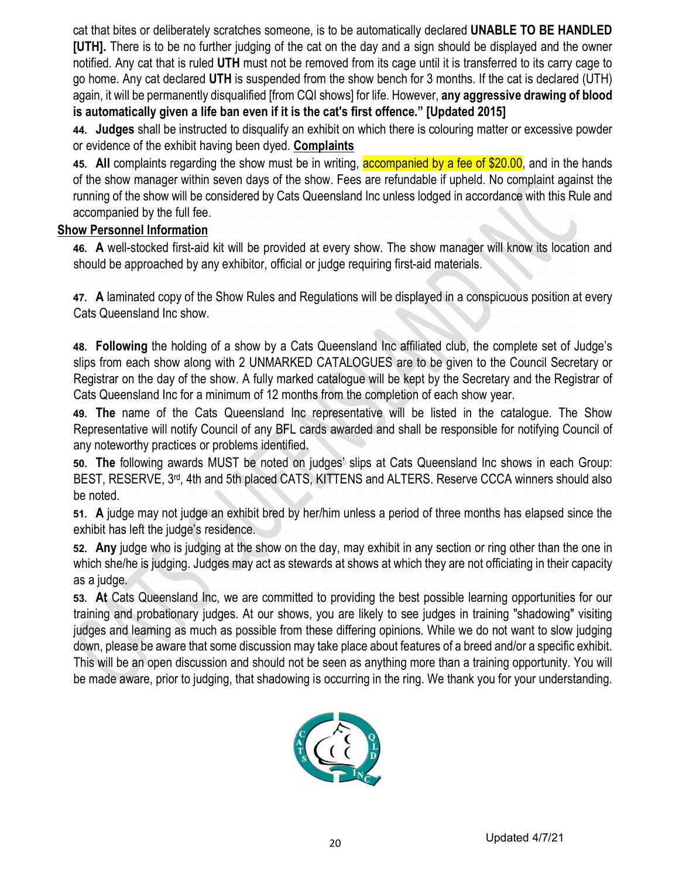cat that bites or deliberately scratches someone, is to be automatically declared **UNABLE TO BE HANDLED [UTH].** There is to be no further judging of the cat on the day and a sign should be displayed and the owner notified. Any cat that is ruled **UTH** must not be removed from its cage until it is transferred to its carry cage to go home. Any cat declared **UTH** is suspended from the show bench for 3 months. If the cat is declared (UTH) again, it will be permanently disqualified [from CQI shows] for life. However, **any aggressive drawing of blood is automatically given a life ban even if it is the cat's first offence." [Updated 2015]**

44. **Judges** shall be instructed to disqualify an exhibit on which there is colouring matter or excessive powder or evidence of the exhibit having been dyed. **Complaints**

45. **All** complaints regarding the show must be in writing, accompanied by a fee of $20.00, and in the hands of the show manager within seven days of the show. Fees are refundable if upheld. No complaint against the running of the show will be considered by Cats Queensland Inc unless lodged in accordance with this Rule and accompanied by the full fee.

## Show Personnel Information

46. **A** well-stocked first-aid kit will be provided at every show. The show manager will know its location and should be approached by any exhibitor, official or judge requiring first-aid materials.

47. **A** laminated copy of the Show Rules and Regulations will be displayed in a conspicuous position at every Cats Queensland Inc show.

48. **Following** the holding of a show by a Cats Queensland Inc affiliated club, the complete set of Judge's slips from each show along with 2 UNMARKED CATALOGUES are to be given to the Council Secretary or Registrar on the day of the show. A fully marked catalogue will be kept by the Secretary and the Registrar of Cats Queensland Inc for a minimum of 12 months from the completion of each show year.

49. **The** name of the Cats Queensland Inc representative will be listed in the catalogue. The Show Representative will notify Council of any BFL cards awarded and shall be responsible for notifying Council of any noteworthy practices or problems identified.

50. **The** following awards MUST be noted on judges' slips at Cats Queensland Inc shows in each Group: BEST, RESERVE, 3rd, 4th and 5th placed CATS, KITTENS and ALTERS. Reserve CCCA winners should also be noted.

51. **A** judge may not judge an exhibit bred by her/him unless a period of three months has elapsed since the exhibit has left the judge's residence.

52. **Any** judge who is judging at the show on the day, may exhibit in any section or ring other than the one in which she/he is judging. Judges may act as stewards at shows at which they are not officiating in their capacity as a judge.

53. **At** Cats Queensland Inc, we are committed to providing the best possible learning opportunities for our training and probationary judges. At our shows, you are likely to see judges in training "shadowing" visiting judges and learning as much as possible from these differing opinions. While we do not want to slow judging down, please be aware that some discussion may take place about features of a breed and/or a specific exhibit. This will be an open discussion and should not be seen as anything more than a training opportunity. You will be made aware, prior to judging, that shadowing is occurring in the ring. We thank you for your understanding.

Updated 4/7/21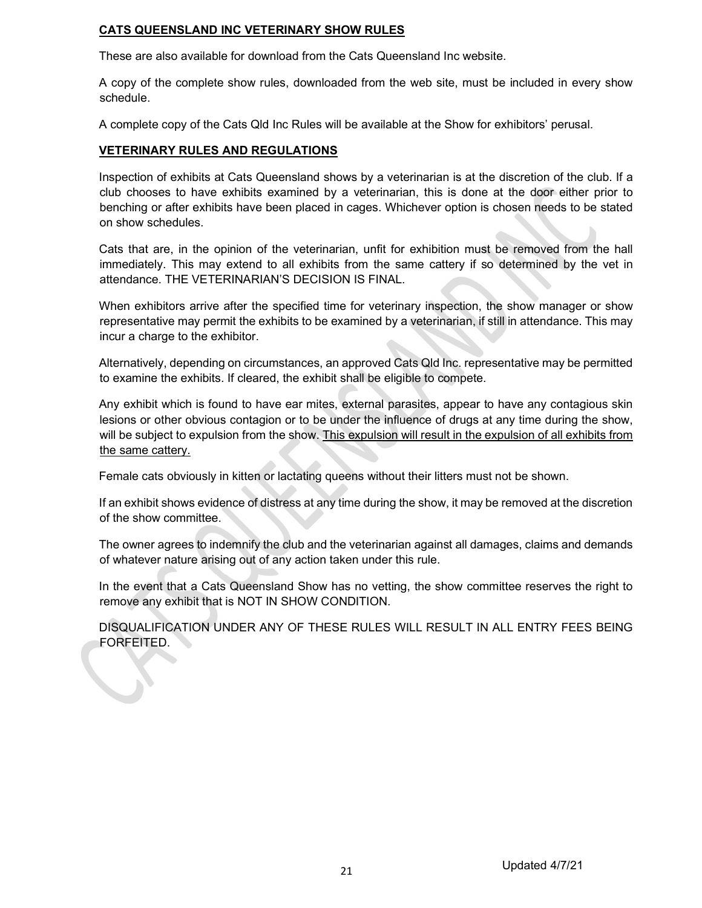## CATS QUEENSLAND INC VETERINARY SHOW RULES

These are also available for download from the Cats Queensland Inc website.

A copy of the complete show rules, downloaded from the web site, must be included in every show schedule.

A complete copy of the Cats Qld Inc Rules will be available at the Show for exhibitors' perusal.

## VETERINARY RULES AND REGULATIONS

Inspection of exhibits at Cats Queensland shows by a veterinarian is at the discretion of the club. If a club chooses to have exhibits examined by a veterinarian, this is done at the door either prior to benching or after exhibits have been placed in cages. Whichever option is chosen needs to be stated on show schedules.

Cats that are, in the opinion of the veterinarian, unfit for exhibition must be removed from the hall immediately. This may extend to all exhibits from the same cattery if so determined by the vet in attendance. THE VETERINARIAN'S DECISION IS FINAL.

When exhibitors arrive after the specified time for veterinary inspection, the show manager or show representative may permit the exhibits to be examined by a veterinarian, if still in attendance. This may incur a charge to the exhibitor.

Alternatively, depending on circumstances, an approved Cats Qld Inc. representative may be permitted to examine the exhibits. If cleared, the exhibit shall be eligible to compete.

Any exhibit which is found to have ear mites, external parasites, appear to have any contagious skin lesions or other obvious contagion or to be under the influence of drugs at any time during the show, will be subject to expulsion from the show. This expulsion will result in the expulsion of all exhibits from the same cattery.

Female cats obviously in kitten or lactating queens without their litters must not be shown.

If an exhibit shows evidence of distress at any time during the show, it may be removed at the discretion of the show committee.

The owner agrees to indemnify the club and the veterinarian against all damages, claims and demands of whatever nature arising out of any action taken under this rule.

In the event that a Cats Queensland Show has no vetting, the show committee reserves the right to remove any exhibit that is NOT IN SHOW CONDITION.

DISQUALIFICATION UNDER ANY OF THESE RULES WILL RESULT IN ALL ENTRY FEES BEING FORFEITED.

Updated 4/7/21